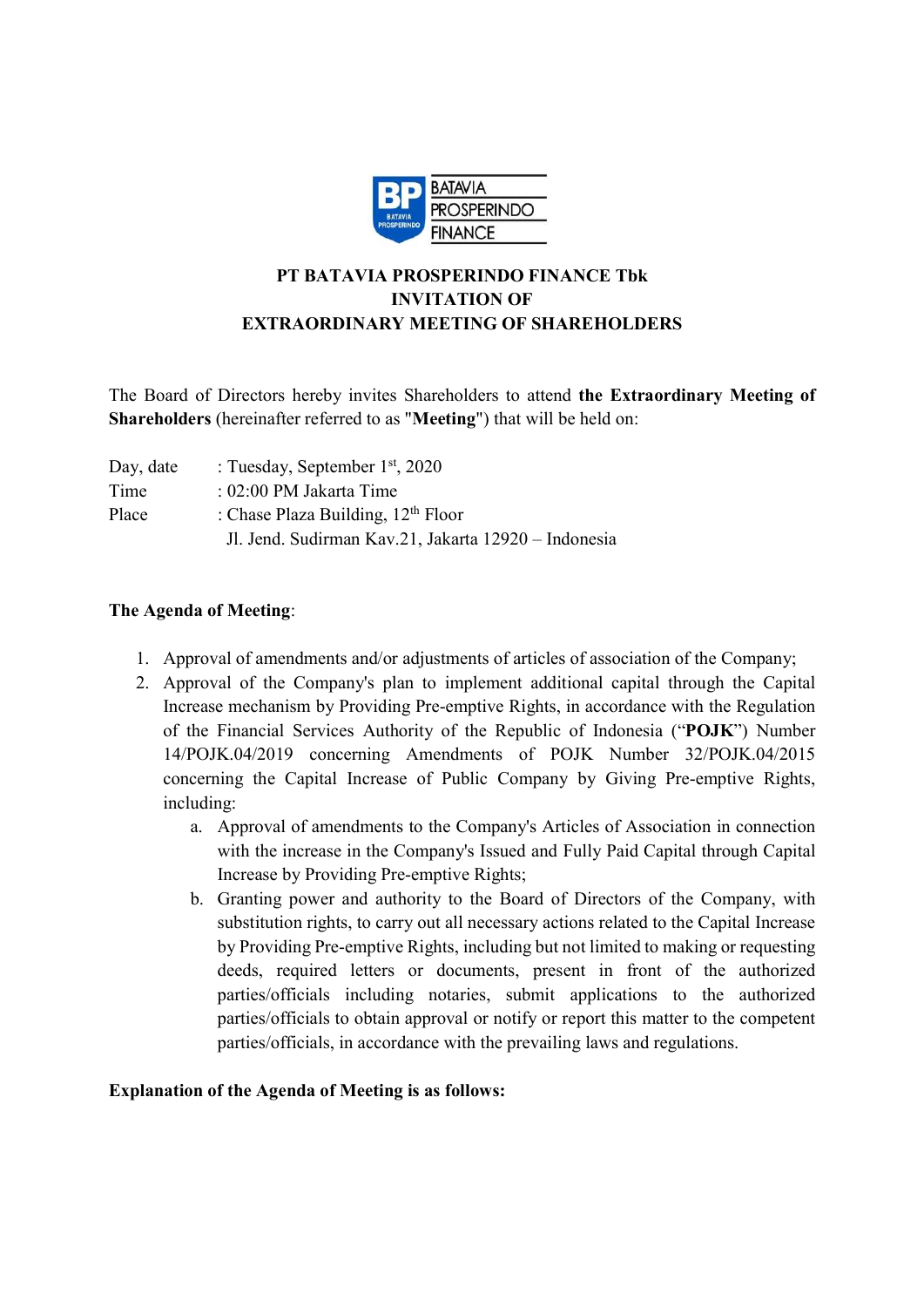**PT BATAVIA PROSPERINDO FINANCE Tbk**
**INVITATION OF**
**EXTRAORDINARY MEETING OF SHAREHOLDERS**

The Board of Directors hereby invites Shareholders to attend **the Extraordinary Meeting of Shareholders** (hereinafter referred to as "**Meeting**") that will be held on:

Day, date : Tuesday, September 1st, 2020
Time : 02:00 PM Jakarta Time
Place : Chase Plaza Building, 12th Floor
Jl. Jend. Sudirman Kav.21, Jakarta 12920 – Indonesia

**The Agenda of Meeting**:

1. Approval of amendments and/or adjustments of articles of association of the Company;
2. Approval of the Company's plan to implement additional capital through the Capital Increase mechanism by Providing Pre-emptive Rights, in accordance with the Regulation of the Financial Services Authority of the Republic of Indonesia ("**POJK**") Number 14/POJK.04/2019 concerning Amendments of POJK Number 32/POJK.04/2015 concerning the Capital Increase of Public Company by Giving Pre-emptive Rights, including:
   a. Approval of amendments to the Company's Articles of Association in connection with the increase in the Company's Issued and Fully Paid Capital through Capital Increase by Providing Pre-emptive Rights;
   b. Granting power and authority to the Board of Directors of the Company, with substitution rights, to carry out all necessary actions related to the Capital Increase by Providing Pre-emptive Rights, including but not limited to making or requesting deeds, required letters or documents, present in front of the authorized parties/officials including notaries, submit applications to the authorized parties/officials to obtain approval or notify or report this matter to the competent parties/officials, in accordance with the prevailing laws and regulations.

**Explanation of the Agenda of Meeting is as follows:**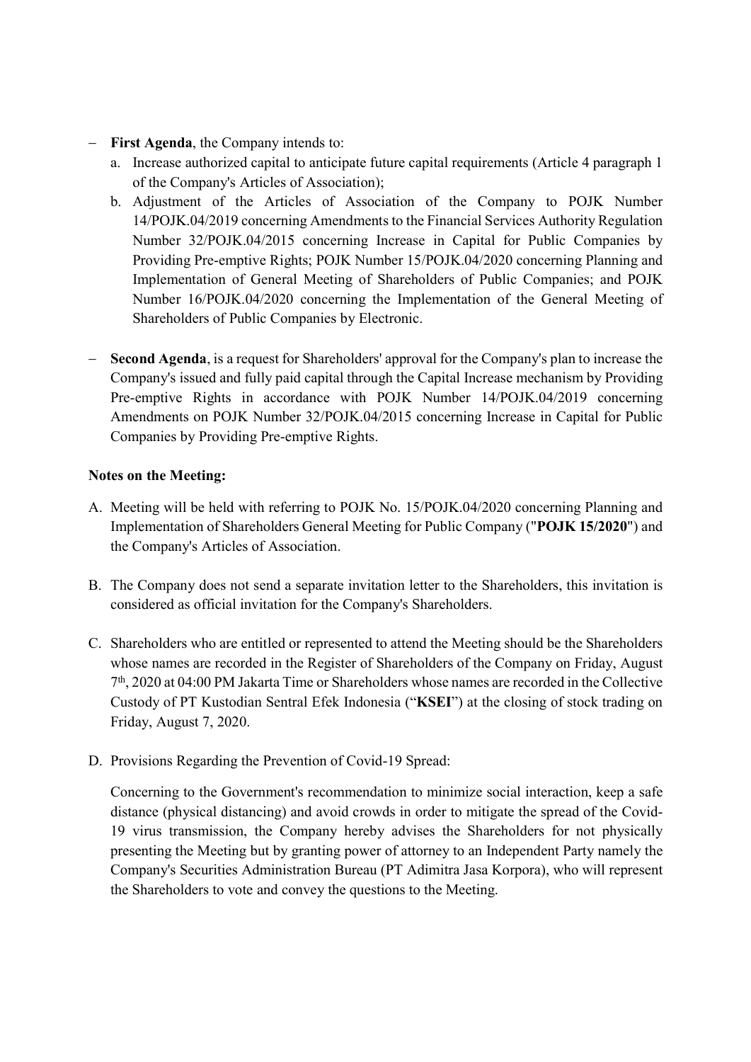- **First Agenda**, the Company intends to:
  a. Increase authorized capital to anticipate future capital requirements (Article 4 paragraph 1 of the Company's Articles of Association);
  b. Adjustment of the Articles of Association of the Company to POJK Number 14/POJK.04/2019 concerning Amendments to the Financial Services Authority Regulation Number 32/POJK.04/2015 concerning Increase in Capital for Public Companies by Providing Pre-emptive Rights; POJK Number 15/POJK.04/2020 concerning Planning and Implementation of General Meeting of Shareholders of Public Companies; and POJK Number 16/POJK.04/2020 concerning the Implementation of the General Meeting of Shareholders of Public Companies by Electronic.

- **Second Agenda**, is a request for Shareholders' approval for the Company's plan to increase the Company's issued and fully paid capital through the Capital Increase mechanism by Providing Pre-emptive Rights in accordance with POJK Number 14/POJK.04/2019 concerning Amendments on POJK Number 32/POJK.04/2015 concerning Increase in Capital for Public Companies by Providing Pre-emptive Rights.

**Notes on the Meeting:**

A. Meeting will be held with referring to POJK No. 15/POJK.04/2020 concerning Planning and Implementation of Shareholders General Meeting for Public Company ("**POJK 15/2020**") and the Company's Articles of Association.

B. The Company does not send a separate invitation letter to the Shareholders, this invitation is considered as official invitation for the Company's Shareholders.

C. Shareholders who are entitled or represented to attend the Meeting should be the Shareholders whose names are recorded in the Register of Shareholders of the Company on Friday, August 7th, 2020 at 04:00 PM Jakarta Time or Shareholders whose names are recorded in the Collective Custody of PT Kustodian Sentral Efek Indonesia ("**KSEI**") at the closing of stock trading on Friday, August 7, 2020.

D. Provisions Regarding the Prevention of Covid-19 Spread:

   Concerning to the Government's recommendation to minimize social interaction, keep a safe distance (physical distancing) and avoid crowds in order to mitigate the spread of the Covid-19 virus transmission, the Company hereby advises the Shareholders for not physically presenting the Meeting but by granting power of attorney to an Independent Party namely the Company's Securities Administration Bureau (PT Adimitra Jasa Korpora), who will represent the Shareholders to vote and convey the questions to the Meeting.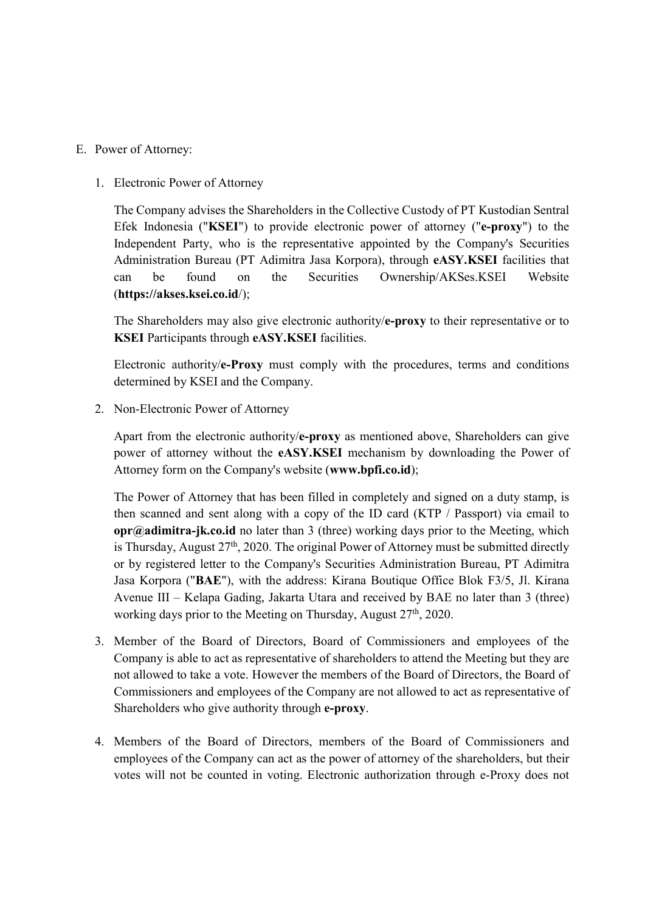E. Power of Attorney:

1. Electronic Power of Attorney

   The Company advises the Shareholders in the Collective Custody of PT Kustodian Sentral Efek Indonesia ("**KSEI**") to provide electronic power of attorney ("**e-proxy**") to the Independent Party, who is the representative appointed by the Company's Securities Administration Bureau (PT Adimitra Jasa Korpora), through **eASY.KSEI** facilities that can be found on the Securities Ownership/AKSes.KSEI Website (**https://akses.ksei.co.id**/);

   The Shareholders may also give electronic authority/**e-proxy** to their representative or to **KSEI** Participants through **eASY.KSEI** facilities.

   Electronic authority/**e-Proxy** must comply with the procedures, terms and conditions determined by KSEI and the Company.

2. Non-Electronic Power of Attorney

   Apart from the electronic authority/**e-proxy** as mentioned above, Shareholders can give power of attorney without the **eASY.KSEI** mechanism by downloading the Power of Attorney form on the Company's website (**www.bpfi.co.id**);

   The Power of Attorney that has been filled in completely and signed on a duty stamp, is then scanned and sent along with a copy of the ID card (KTP / Passport) via email to **opr@adimitra-jk.co.id** no later than 3 (three) working days prior to the Meeting, which is Thursday, August 27th, 2020. The original Power of Attorney must be submitted directly or by registered letter to the Company's Securities Administration Bureau, PT Adimitra Jasa Korpora ("**BAE**"), with the address: Kirana Boutique Office Blok F3/5, Jl. Kirana Avenue III – Kelapa Gading, Jakarta Utara and received by BAE no later than 3 (three) working days prior to the Meeting on Thursday, August 27th, 2020.

3. Member of the Board of Directors, Board of Commissioners and employees of the Company is able to act as representative of shareholders to attend the Meeting but they are not allowed to take a vote. However the members of the Board of Directors, the Board of Commissioners and employees of the Company are not allowed to act as representative of Shareholders who give authority through **e-proxy**.

4. Members of the Board of Directors, members of the Board of Commissioners and employees of the Company can act as the power of attorney of the shareholders, but their votes will not be counted in voting. Electronic authorization through e-Proxy does not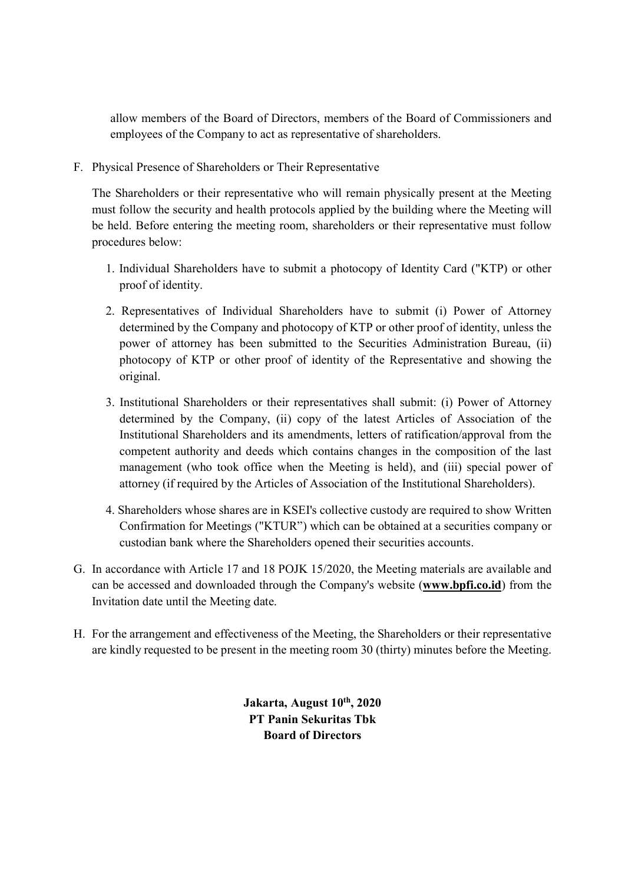allow members of the Board of Directors, members of the Board of Commissioners and employees of the Company to act as representative of shareholders.

F. Physical Presence of Shareholders or Their Representative

The Shareholders or their representative who will remain physically present at the Meeting must follow the security and health protocols applied by the building where the Meeting will be held. Before entering the meeting room, shareholders or their representative must follow procedures below:

1. Individual Shareholders have to submit a photocopy of Identity Card ("KTP) or other proof of identity.

2. Representatives of Individual Shareholders have to submit (i) Power of Attorney determined by the Company and photocopy of KTP or other proof of identity, unless the power of attorney has been submitted to the Securities Administration Bureau, (ii) photocopy of KTP or other proof of identity of the Representative and showing the original.

3. Institutional Shareholders or their representatives shall submit: (i) Power of Attorney determined by the Company, (ii) copy of the latest Articles of Association of the Institutional Shareholders and its amendments, letters of ratification/approval from the competent authority and deeds which contains changes in the composition of the last management (who took office when the Meeting is held), and (iii) special power of attorney (if required by the Articles of Association of the Institutional Shareholders).

4. Shareholders whose shares are in KSEI's collective custody are required to show Written Confirmation for Meetings ("KTUR") which can be obtained at a securities company or custodian bank where the Shareholders opened their securities accounts.

G. In accordance with Article 17 and 18 POJK 15/2020, the Meeting materials are available and can be accessed and downloaded through the Company's website (**www.bpfi.co.id**) from the Invitation date until the Meeting date.

H. For the arrangement and effectiveness of the Meeting, the Shareholders or their representative are kindly requested to be present in the meeting room 30 (thirty) minutes before the Meeting.

**Jakarta, August 10th, 2020**
**PT Panin Sekuritas Tbk**
**Board of Directors**